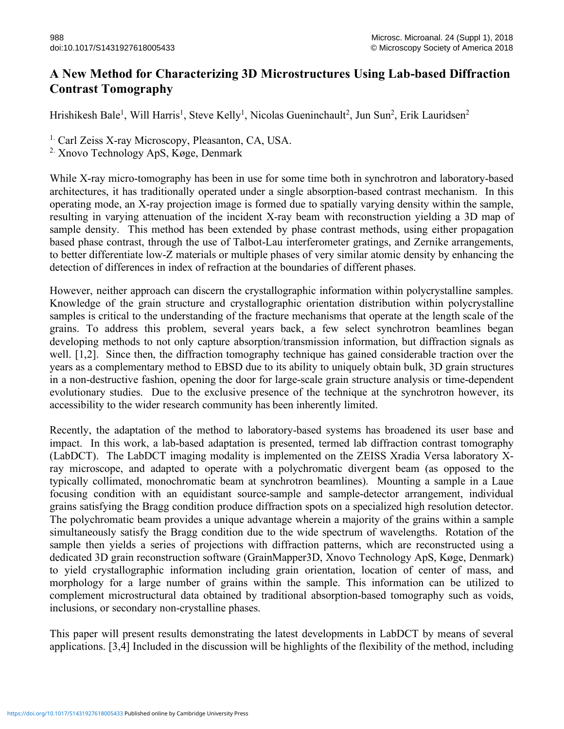# A New Method for Characterizing 3D Microstructures Using Lab-based Diffraction Contrast Tomography

Hrishikesh Bale[1], Will Harris[1], Steve Kelly[1], Nicolas Gueninchault[2], Jun Sun[2], Erik Lauridsen[2]

[1.] Carl Zeiss X-ray Microscopy, Pleasanton, CA, USA.

[2.] Xnovo Technology ApS, Køge, Denmark

While X-ray micro-tomography has been in use for some time both in synchrotron and laboratory-based architectures, it has traditionally operated under a single absorption-based contrast mechanism. In this operating mode, an X-ray projection image is formed due to spatially varying density within the sample, resulting in varying attenuation of the incident X-ray beam with reconstruction yielding a 3D map of sample density. This method has been extended by phase contrast methods, using either propagation based phase contrast, through the use of Talbot-Lau interferometer gratings, and Zernike arrangements, to better differentiate low-Z materials or multiple phases of very similar atomic density by enhancing the detection of differences in index of refraction at the boundaries of different phases.

However, neither approach can discern the crystallographic information within polycrystalline samples. Knowledge of the grain structure and crystallographic orientation distribution within polycrystalline samples is critical to the understanding of the fracture mechanisms that operate at the length scale of the grains. To address this problem, several years back, a few select synchrotron beamlines began developing methods to not only capture absorption/transmission information, but diffraction signals as well. [1,2]. Since then, the diffraction tomography technique has gained considerable traction over the years as a complementary method to EBSD due to its ability to uniquely obtain bulk, 3D grain structures in a non-destructive fashion, opening the door for large-scale grain structure analysis or time-dependent evolutionary studies. Due to the exclusive presence of the technique at the synchrotron however, its accessibility to the wider research community has been inherently limited.

Recently, the adaptation of the method to laboratory-based systems has broadened its user base and impact. In this work, a lab-based adaptation is presented, termed lab diffraction contrast tomography (LabDCT). The LabDCT imaging modality is implemented on the ZEISS Xradia Versa laboratory X-ray microscope, and adapted to operate with a polychromatic divergent beam (as opposed to the typically collimated, monochromatic beam at synchrotron beamlines). Mounting a sample in a Laue focusing condition with an equidistant source-sample and sample-detector arrangement, individual grains satisfying the Bragg condition produce diffraction spots on a specialized high resolution detector. The polychromatic beam provides a unique advantage wherein a majority of the grains within a sample simultaneously satisfy the Bragg condition due to the wide spectrum of wavelengths. Rotation of the sample then yields a series of projections with diffraction patterns, which are reconstructed using a dedicated 3D grain reconstruction software (GrainMapper3D, Xnovo Technology ApS, Køge, Denmark) to yield crystallographic information including grain orientation, location of center of mass, and morphology for a large number of grains within the sample. This information can be utilized to complement microstructural data obtained by traditional absorption-based tomography such as voids, inclusions, or secondary non-crystalline phases.

This paper will present results demonstrating the latest developments in LabDCT by means of several applications. [3,4] Included in the discussion will be highlights of the flexibility of the method, including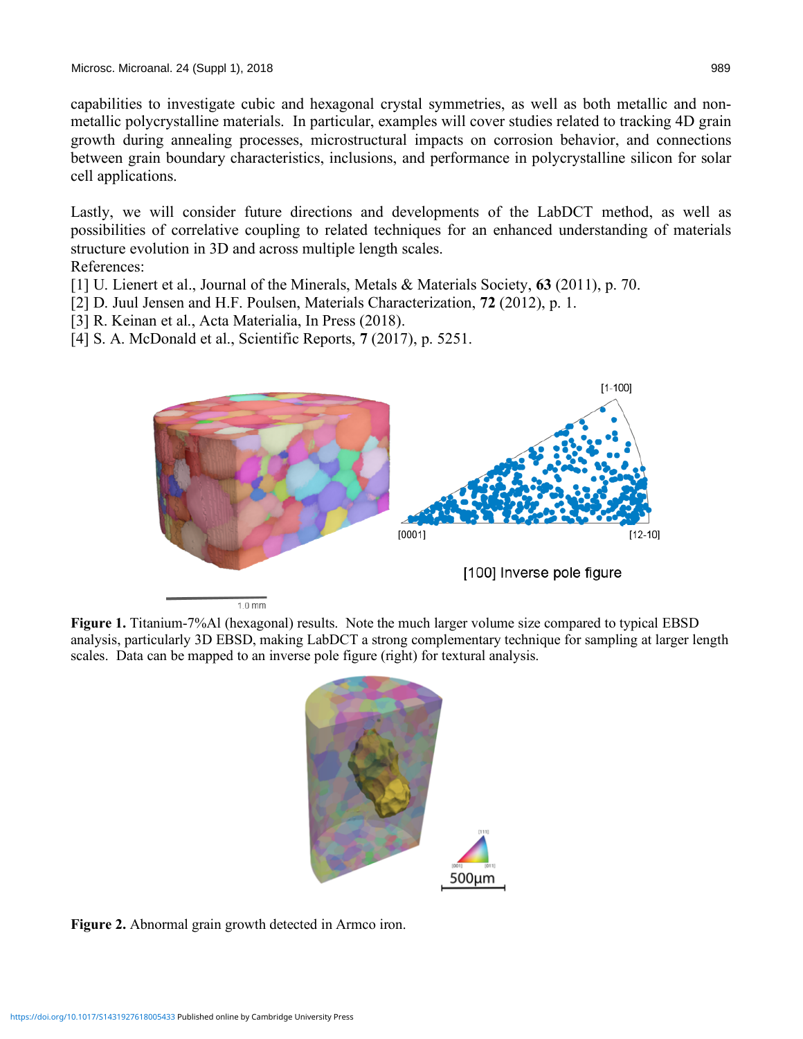capabilities to investigate cubic and hexagonal crystal symmetries, as well as both metallic and non-metallic polycrystalline materials. In particular, examples will cover studies related to tracking 4D grain growth during annealing processes, microstructural impacts on corrosion behavior, and connections between grain boundary characteristics, inclusions, and performance in polycrystalline silicon for solar cell applications.

Lastly, we will consider future directions and developments of the LabDCT method, as well as possibilities of correlative coupling to related techniques for an enhanced understanding of materials structure evolution in 3D and across multiple length scales.

References:

[1] U. Lienert et al., Journal of the Minerals, Metals & Materials Society, **63** (2011), p. 70.

[2] D. Juul Jensen and H.F. Poulsen, Materials Characterization, **72** (2012), p. 1.

[3] R. Keinan et al., Acta Materialia, In Press (2018).

[4] S. A. McDonald et al., Scientific Reports, **7** (2017), p. 5251.

1.0 mm

[1-100]

[0001]

[12-10]

[100] Inverse pole figure

**Figure 1.** Titanium-7%Al (hexagonal) results. Note the much larger volume size compared to typical EBSD analysis, particularly 3D EBSD, making LabDCT a strong complementary technique for sampling at larger length scales. Data can be mapped to an inverse pole figure (right) for textural analysis.

[111]

[001]

[011]

500µm

**Figure 2.** Abnormal grain growth detected in Armco iron.